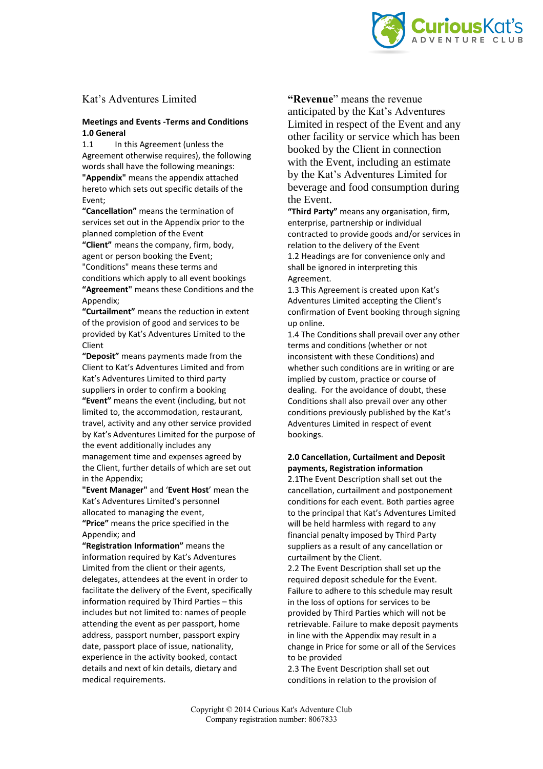Kat's Adventures Limited

**Meetings and Events -Terms and Conditions**

**1.0 General**

1.1 In this Agreement (unless the Agreement otherwise requires), the following words shall have the following meanings:

**"Appendix"** means the appendix attached hereto which sets out specific details of the Event;

**"Cancellation"** means the termination of services set out in the Appendix prior to the planned completion of the Event

**"Client"** means the company, firm, body, agent or person booking the Event;

"Conditions" means these terms and conditions which apply to all event bookings

**"Agreement"** means these Conditions and the Appendix;

**"Curtailment"** means the reduction in extent of the provision of good and services to be provided by Kat's Adventures Limited to the Client

**"Deposit"** means payments made from the Client to Kat's Adventures Limited and from Kat's Adventures Limited to third party suppliers in order to confirm a booking

**"Event"** means the event (including, but not limited to, the accommodation, restaurant, travel, activity and any other service provided by Kat's Adventures Limited for the purpose of the event additionally includes any management time and expenses agreed by the Client, further details of which are set out in the Appendix;

**"Event Manager"** and '**Event Host**' mean the Kat's Adventures Limited's personnel allocated to managing the event,

**"Price"** means the price specified in the Appendix; and

**"Registration Information"** means the information required by Kat's Adventures Limited from the client or their agents, delegates, attendees at the event in order to facilitate the delivery of the Event, specifically information required by Third Parties – this includes but not limited to: names of people attending the event as per passport, home address, passport number, passport expiry date, passport place of issue, nationality, experience in the activity booked, contact details and next of kin details, dietary and medical requirements.

**"Revenue"** means the revenue anticipated by the Kat's Adventures Limited in respect of the Event and any other facility or service which has been booked by the Client in connection with the Event, including an estimate by the Kat's Adventures Limited for beverage and food consumption during the Event.

**"Third Party"** means any organisation, firm, enterprise, partnership or individual contracted to provide goods and/or services in relation to the delivery of the Event

1.2 Headings are for convenience only and shall be ignored in interpreting this Agreement.

1.3 This Agreement is created upon Kat's Adventures Limited accepting the Client's confirmation of Event booking through signing up online.

1.4 The Conditions shall prevail over any other terms and conditions (whether or not inconsistent with these Conditions) and whether such conditions are in writing or are implied by custom, practice or course of dealing. For the avoidance of doubt, these Conditions shall also prevail over any other conditions previously published by the Kat's Adventures Limited in respect of event bookings.

**2.0 Cancellation, Curtailment and Deposit payments, Registration information**

2.1The Event Description shall set out the cancellation, curtailment and postponement conditions for each event. Both parties agree to the principal that Kat's Adventures Limited will be held harmless with regard to any financial penalty imposed by Third Party suppliers as a result of any cancellation or curtailment by the Client.

2.2 The Event Description shall set up the required deposit schedule for the Event. Failure to adhere to this schedule may result in the loss of options for services to be provided by Third Parties which will not be retrievable. Failure to make deposit payments in line with the Appendix may result in a change in Price for some or all of the Services to be provided

2.3 The Event Description shall set out conditions in relation to the provision of

Copyright © 2014 Curious Kat's Adventure Club
Company registration number: 8067833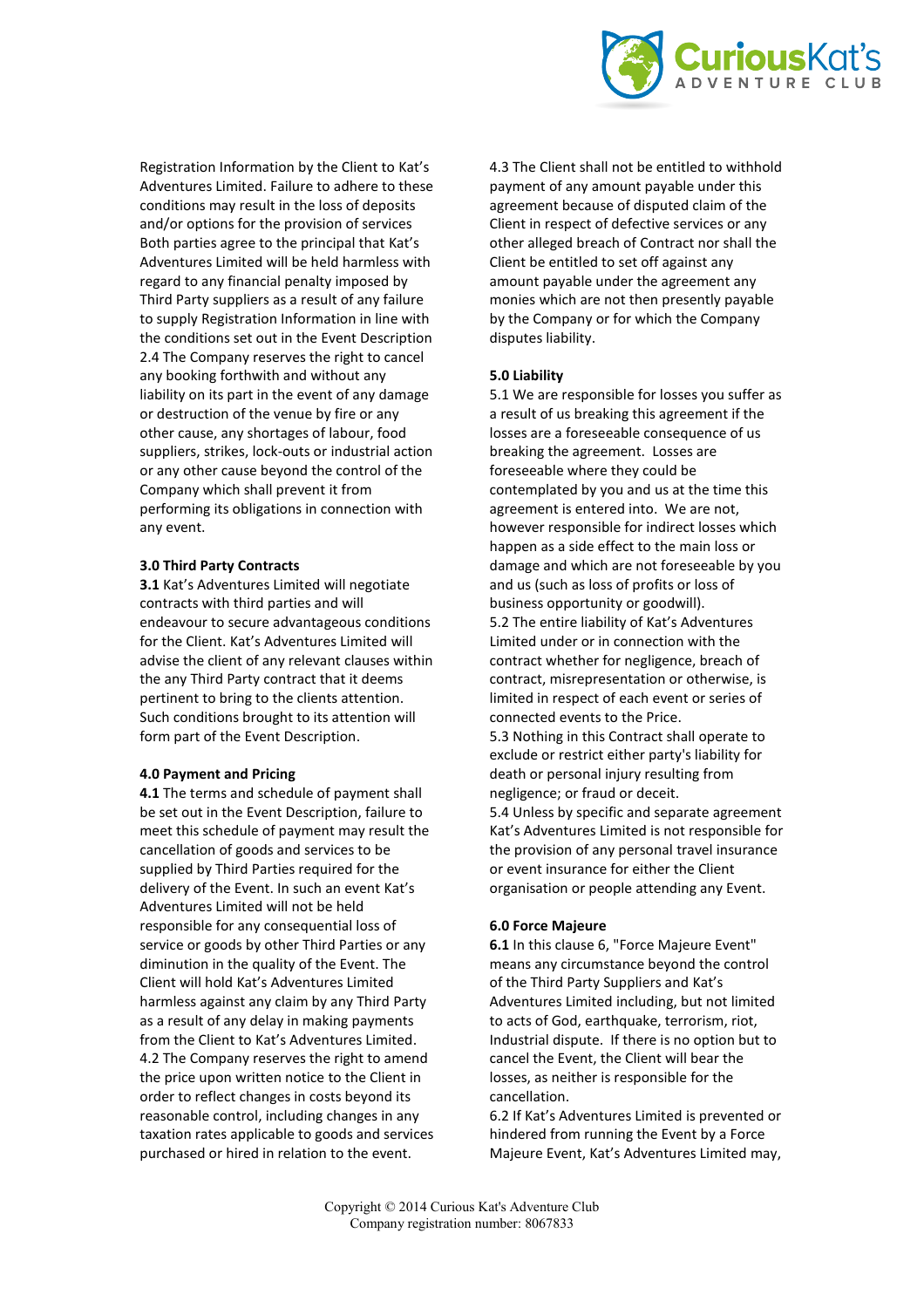Registration Information by the Client to Kat's Adventures Limited. Failure to adhere to these conditions may result in the loss of deposits and/or options for the provision of services Both parties agree to the principal that Kat's Adventures Limited will be held harmless with regard to any financial penalty imposed by Third Party suppliers as a result of any failure to supply Registration Information in line with the conditions set out in the Event Description
2.4 The Company reserves the right to cancel any booking forthwith and without any liability on its part in the event of any damage or destruction of the venue by fire or any other cause, any shortages of labour, food suppliers, strikes, lock-outs or industrial action or any other cause beyond the control of the Company which shall prevent it from performing its obligations in connection with any event.

**3.0 Third Party Contracts**

**3.1** Kat's Adventures Limited will negotiate contracts with third parties and will endeavour to secure advantageous conditions for the Client. Kat's Adventures Limited will advise the client of any relevant clauses within the any Third Party contract that it deems pertinent to bring to the clients attention. Such conditions brought to its attention will form part of the Event Description.

**4.0 Payment and Pricing**

**4.1** The terms and schedule of payment shall be set out in the Event Description, failure to meet this schedule of payment may result the cancellation of goods and services to be supplied by Third Parties required for the delivery of the Event. In such an event Kat's Adventures Limited will not be held responsible for any consequential loss of service or goods by other Third Parties or any diminution in the quality of the Event. The Client will hold Kat's Adventures Limited harmless against any claim by any Third Party as a result of any delay in making payments from the Client to Kat's Adventures Limited.
4.2 The Company reserves the right to amend the price upon written notice to the Client in order to reflect changes in costs beyond its reasonable control, including changes in any taxation rates applicable to goods and services purchased or hired in relation to the event.

4.3 The Client shall not be entitled to withhold payment of any amount payable under this agreement because of disputed claim of the Client in respect of defective services or any other alleged breach of Contract nor shall the Client be entitled to set off against any amount payable under the agreement any monies which are not then presently payable by the Company or for which the Company disputes liability.

**5.0 Liability**

5.1 We are responsible for losses you suffer as a result of us breaking this agreement if the losses are a foreseeable consequence of us breaking the agreement. Losses are foreseeable where they could be contemplated by you and us at the time this agreement is entered into. We are not, however responsible for indirect losses which happen as a side effect to the main loss or damage and which are not foreseeable by you and us (such as loss of profits or loss of business opportunity or goodwill).
5.2 The entire liability of Kat's Adventures Limited under or in connection with the contract whether for negligence, breach of contract, misrepresentation or otherwise, is limited in respect of each event or series of connected events to the Price.
5.3 Nothing in this Contract shall operate to exclude or restrict either party's liability for death or personal injury resulting from negligence; or fraud or deceit.
5.4 Unless by specific and separate agreement Kat's Adventures Limited is not responsible for the provision of any personal travel insurance or event insurance for either the Client organisation or people attending any Event.

**6.0 Force Majeure**

**6.1** In this clause 6, "Force Majeure Event" means any circumstance beyond the control of the Third Party Suppliers and Kat's Adventures Limited including, but not limited to acts of God, earthquake, terrorism, riot, Industrial dispute. If there is no option but to cancel the Event, the Client will bear the losses, as neither is responsible for the cancellation.
6.2 If Kat's Adventures Limited is prevented or hindered from running the Event by a Force Majeure Event, Kat's Adventures Limited may,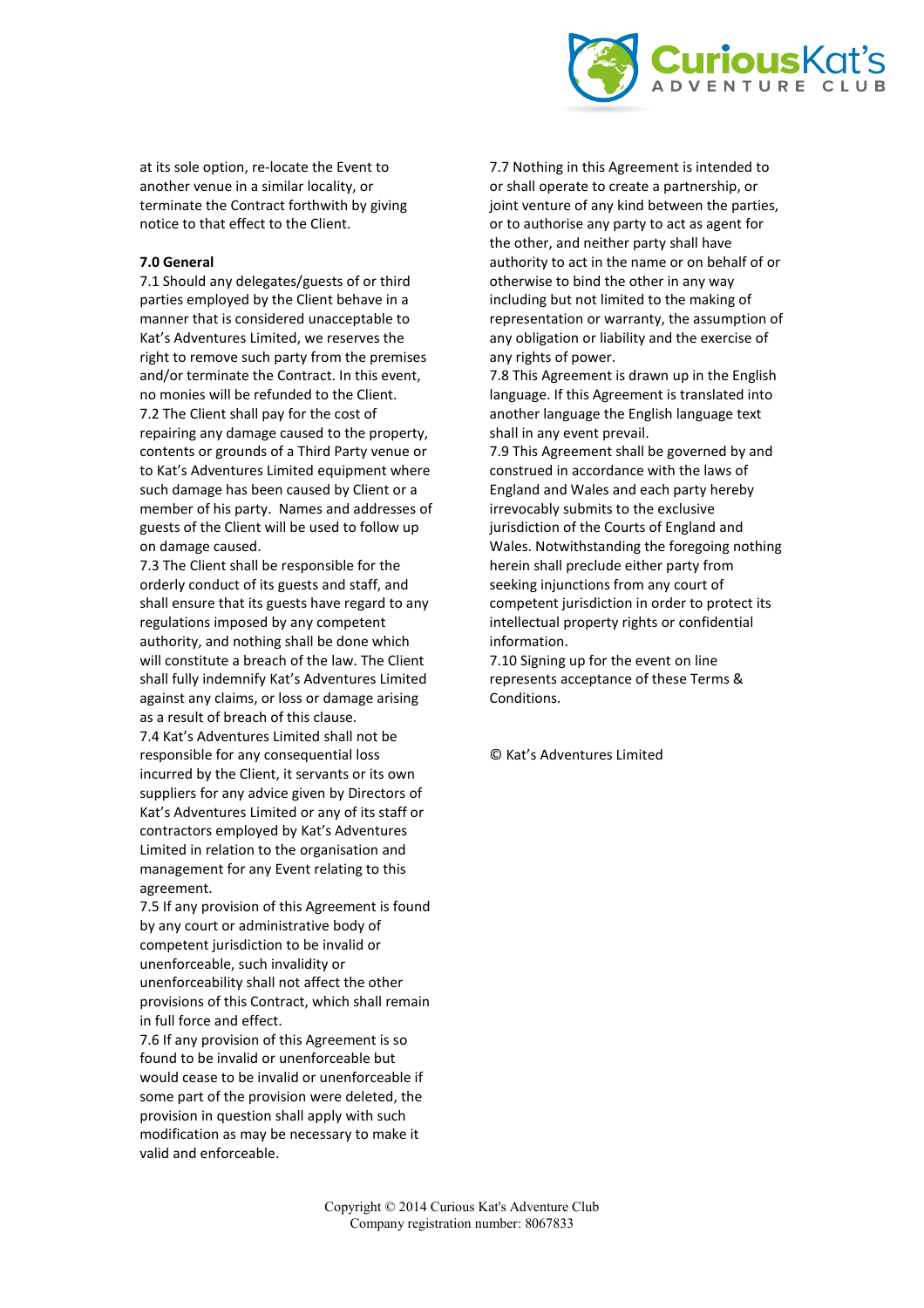at its sole option, re-locate the Event to another venue in a similar locality, or terminate the Contract forthwith by giving notice to that effect to the Client.

**7.0 General**

7.1 Should any delegates/guests of or third parties employed by the Client behave in a manner that is considered unacceptable to Kat's Adventures Limited, we reserves the right to remove such party from the premises and/or terminate the Contract. In this event, no monies will be refunded to the Client.

7.2 The Client shall pay for the cost of repairing any damage caused to the property, contents or grounds of a Third Party venue or to Kat's Adventures Limited equipment where such damage has been caused by Client or a member of his party. Names and addresses of guests of the Client will be used to follow up on damage caused.

7.3 The Client shall be responsible for the orderly conduct of its guests and staff, and shall ensure that its guests have regard to any regulations imposed by any competent authority, and nothing shall be done which will constitute a breach of the law. The Client shall fully indemnify Kat's Adventures Limited against any claims, or loss or damage arising as a result of breach of this clause.

7.4 Kat's Adventures Limited shall not be responsible for any consequential loss incurred by the Client, it servants or its own suppliers for any advice given by Directors of Kat's Adventures Limited or any of its staff or contractors employed by Kat's Adventures Limited in relation to the organisation and management for any Event relating to this agreement.

7.5 If any provision of this Agreement is found by any court or administrative body of competent jurisdiction to be invalid or unenforceable, such invalidity or unenforceability shall not affect the other provisions of this Contract, which shall remain in full force and effect.

7.6 If any provision of this Agreement is so found to be invalid or unenforceable but would cease to be invalid or unenforceable if some part of the provision were deleted, the provision in question shall apply with such modification as may be necessary to make it valid and enforceable.

7.7 Nothing in this Agreement is intended to or shall operate to create a partnership, or joint venture of any kind between the parties, or to authorise any party to act as agent for the other, and neither party shall have authority to act in the name or on behalf of or otherwise to bind the other in any way including but not limited to the making of representation or warranty, the assumption of any obligation or liability and the exercise of any rights of power.

7.8 This Agreement is drawn up in the English language. If this Agreement is translated into another language the English language text shall in any event prevail.

7.9 This Agreement shall be governed by and construed in accordance with the laws of England and Wales and each party hereby irrevocably submits to the exclusive jurisdiction of the Courts of England and Wales. Notwithstanding the foregoing nothing herein shall preclude either party from seeking injunctions from any court of competent jurisdiction in order to protect its intellectual property rights or confidential information.

7.10 Signing up for the event on line represents acceptance of these Terms & Conditions.

© Kat's Adventures Limited

Copyright © 2014 Curious Kat's Adventure Club
Company registration number: 8067833